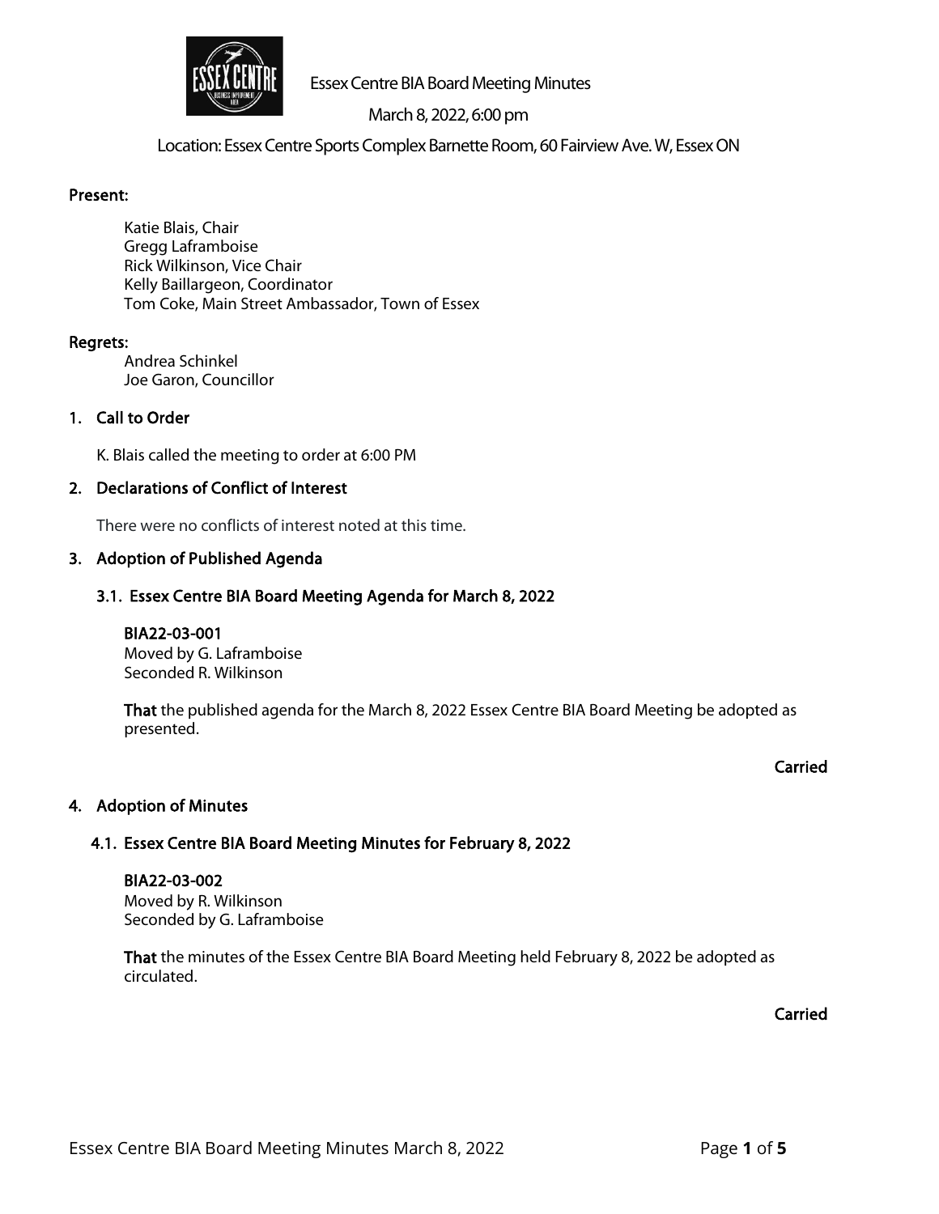# Essex Centre BIA Board Meeting Minutes

March 8, 2022, 6:00 pm

Location: Essex Centre Sports Complex Barnette Room, 60 Fairview Ave. W, Essex ON

**Present:**

Katie Blais, Chair
Gregg Laframboise
Rick Wilkinson, Vice Chair
Kelly Baillargeon, Coordinator
Tom Coke, Main Street Ambassador, Town of Essex

**Regrets:**

Andrea Schinkel
Joe Garon, Councillor

## 1. Call to Order

K. Blais called the meeting to order at 6:00 PM

## 2. Declarations of Conflict of Interest

There were no conflicts of interest noted at this time.

## 3. Adoption of Published Agenda

### 3.1. Essex Centre BIA Board Meeting Agenda for March 8, 2022

**BIA22-03-001**
Moved by G. Laframboise
Seconded R. Wilkinson

**That** the published agenda for the March 8, 2022 Essex Centre BIA Board Meeting be adopted as presented.

**Carried**

## 4. Adoption of Minutes

### 4.1. Essex Centre BIA Board Meeting Minutes for February 8, 2022

**BIA22-03-002**
Moved by R. Wilkinson
Seconded by G. Laframboise

**That** the minutes of the Essex Centre BIA Board Meeting held February 8, 2022 be adopted as circulated.

**Carried**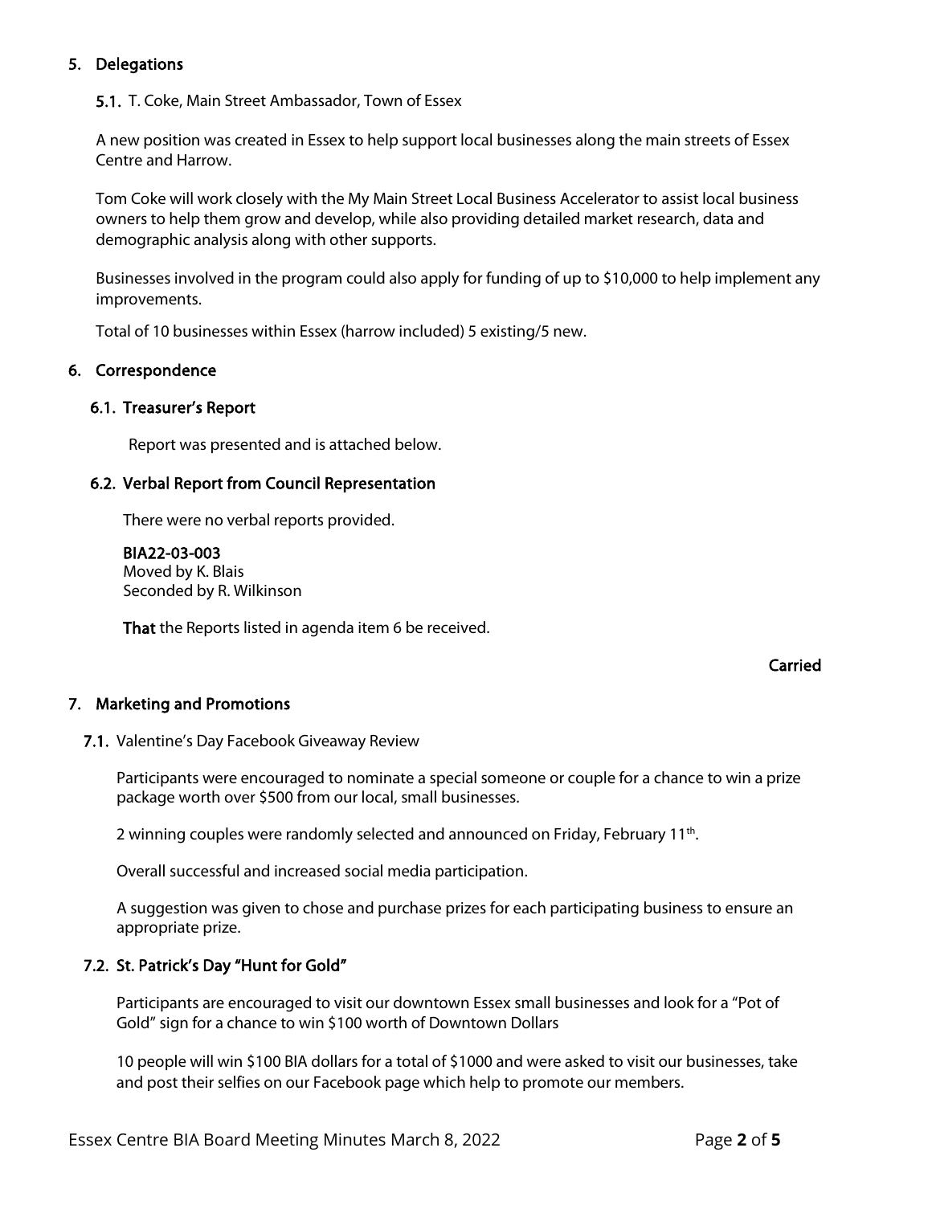## 5. Delegations

### 5.1. T. Coke, Main Street Ambassador, Town of Essex

A new position was created in Essex to help support local businesses along the main streets of Essex Centre and Harrow.

Tom Coke will work closely with the My Main Street Local Business Accelerator to assist local business owners to help them grow and develop, while also providing detailed market research, data and demographic analysis along with other supports.

Businesses involved in the program could also apply for funding of up to $10,000 to help implement any improvements.

Total of 10 businesses within Essex (harrow included) 5 existing/5 new.

## 6. Correspondence

### 6.1. Treasurer's Report

Report was presented and is attached below.

### 6.2. Verbal Report from Council Representation

There were no verbal reports provided.

**BIA22-03-003**
Moved by K. Blais
Seconded by R. Wilkinson

**That** the Reports listed in agenda item 6 be received.

**Carried**

## 7. Marketing and Promotions

### 7.1. Valentine's Day Facebook Giveaway Review

Participants were encouraged to nominate a special someone or couple for a chance to win a prize package worth over $500 from our local, small businesses.

2 winning couples were randomly selected and announced on Friday, February 11th.

Overall successful and increased social media participation.

A suggestion was given to chose and purchase prizes for each participating business to ensure an appropriate prize.

### 7.2. St. Patrick's Day "Hunt for Gold"

Participants are encouraged to visit our downtown Essex small businesses and look for a "Pot of Gold" sign for a chance to win $100 worth of Downtown Dollars

10 people will win $100 BIA dollars for a total of $1000 and were asked to visit our businesses, take and post their selfies on our Facebook page which help to promote our members.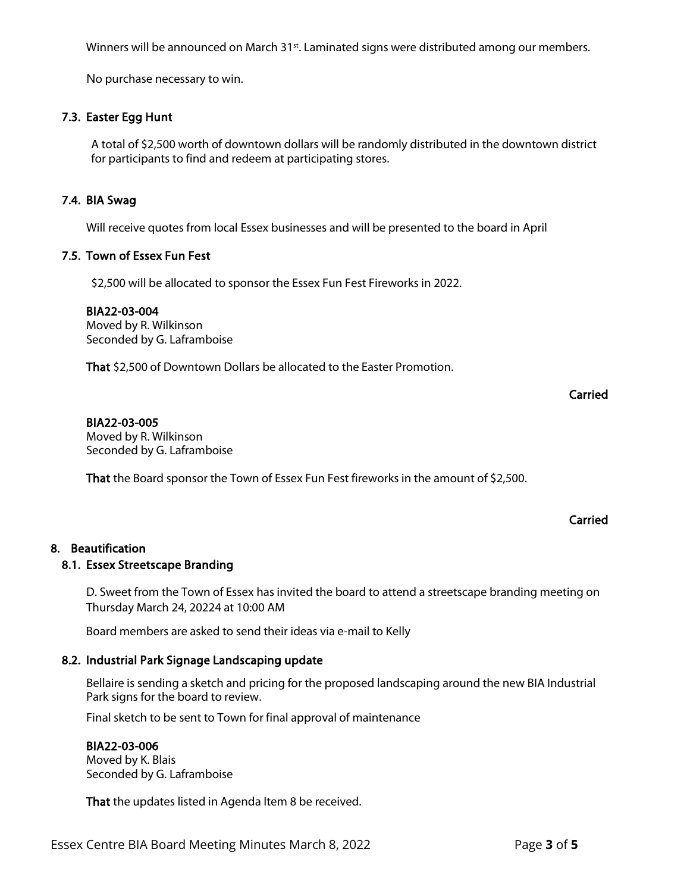Winners will be announced on March 31st. Laminated signs were distributed among our members.

No purchase necessary to win.

### 7.3. Easter Egg Hunt

A total of $2,500 worth of downtown dollars will be randomly distributed in the downtown district for participants to find and redeem at participating stores.

### 7.4. BIA Swag

Will receive quotes from local Essex businesses and will be presented to the board in April

### 7.5. Town of Essex Fun Fest

$2,500 will be allocated to sponsor the Essex Fun Fest Fireworks in 2022.

**BIA22-03-004**
Moved by R. Wilkinson
Seconded by G. Laframboise

**That** $2,500 of Downtown Dollars be allocated to the Easter Promotion.

**Carried**

**BIA22-03-005**
Moved by R. Wilkinson
Seconded by G. Laframboise

**That** the Board sponsor the Town of Essex Fun Fest fireworks in the amount of $2,500.

**Carried**

## 8. Beautification

### 8.1. Essex Streetscape Branding

D. Sweet from the Town of Essex has invited the board to attend a streetscape branding meeting on Thursday March 24, 20224 at 10:00 AM

Board members are asked to send their ideas via e-mail to Kelly

### 8.2. Industrial Park Signage Landscaping update

Bellaire is sending a sketch and pricing for the proposed landscaping around the new BIA Industrial Park signs for the board to review.

Final sketch to be sent to Town for final approval of maintenance

**BIA22-03-006**
Moved by K. Blais
Seconded by G. Laframboise

**That** the updates listed in Agenda Item 8 be received.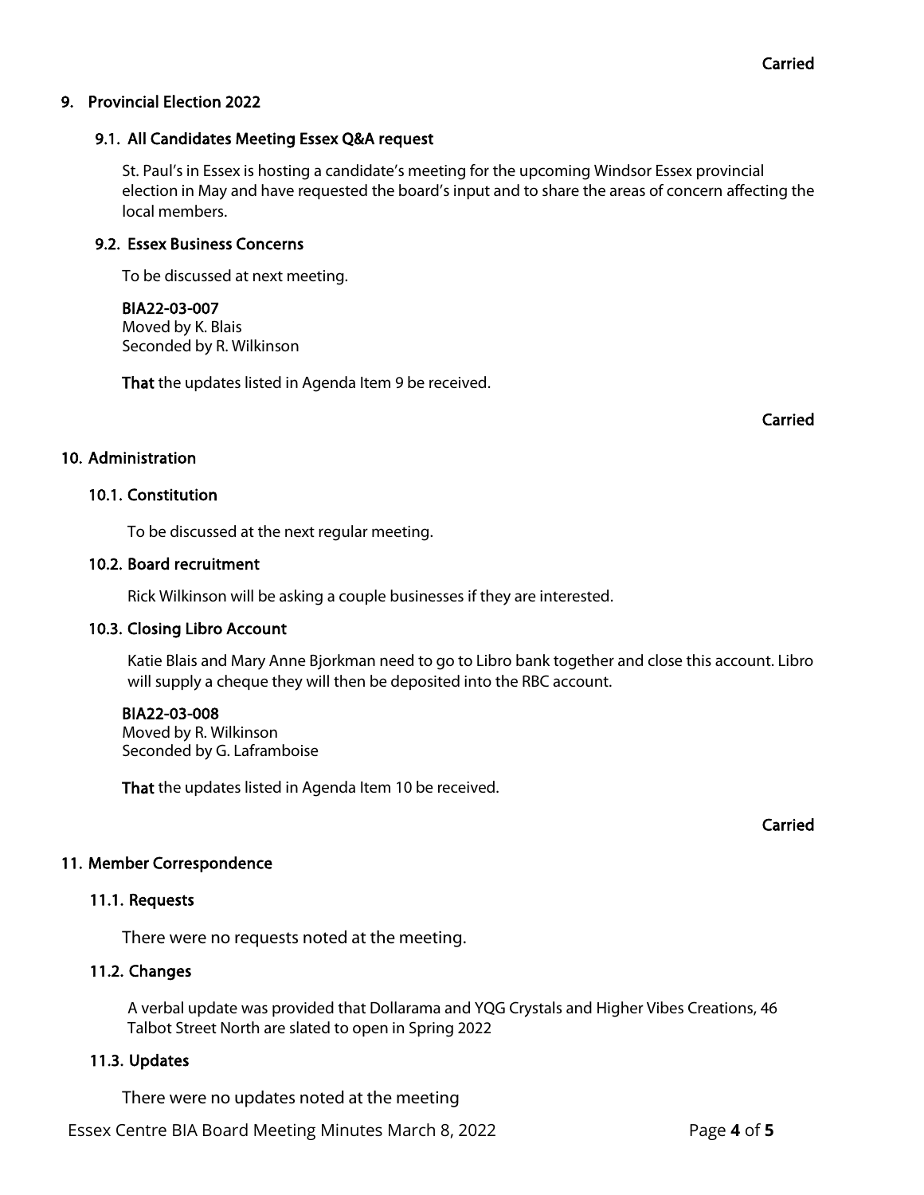Carried

## 9. Provincial Election 2022

### 9.1. All Candidates Meeting Essex Q&A request

St. Paul's in Essex is hosting a candidate's meeting for the upcoming Windsor Essex provincial election in May and have requested the board's input and to share the areas of concern affecting the local members.

### 9.2. Essex Business Concerns

To be discussed at next meeting.

**BIA22-03-007**
Moved by K. Blais
Seconded by R. Wilkinson

**That** the updates listed in Agenda Item 9 be received.

Carried

## 10. Administration

### 10.1. Constitution

To be discussed at the next regular meeting.

### 10.2. Board recruitment

Rick Wilkinson will be asking a couple businesses if they are interested.

### 10.3. Closing Libro Account

Katie Blais and Mary Anne Bjorkman need to go to Libro bank together and close this account. Libro will supply a cheque they will then be deposited into the RBC account.

**BIA22-03-008**
Moved by R. Wilkinson
Seconded by G. Laframboise

**That** the updates listed in Agenda Item 10 be received.

Carried

## 11. Member Correspondence

### 11.1. Requests

There were no requests noted at the meeting.

### 11.2. Changes

A verbal update was provided that Dollarama and YQG Crystals and Higher Vibes Creations, 46 Talbot Street North are slated to open in Spring 2022

### 11.3. Updates

There were no updates noted at the meeting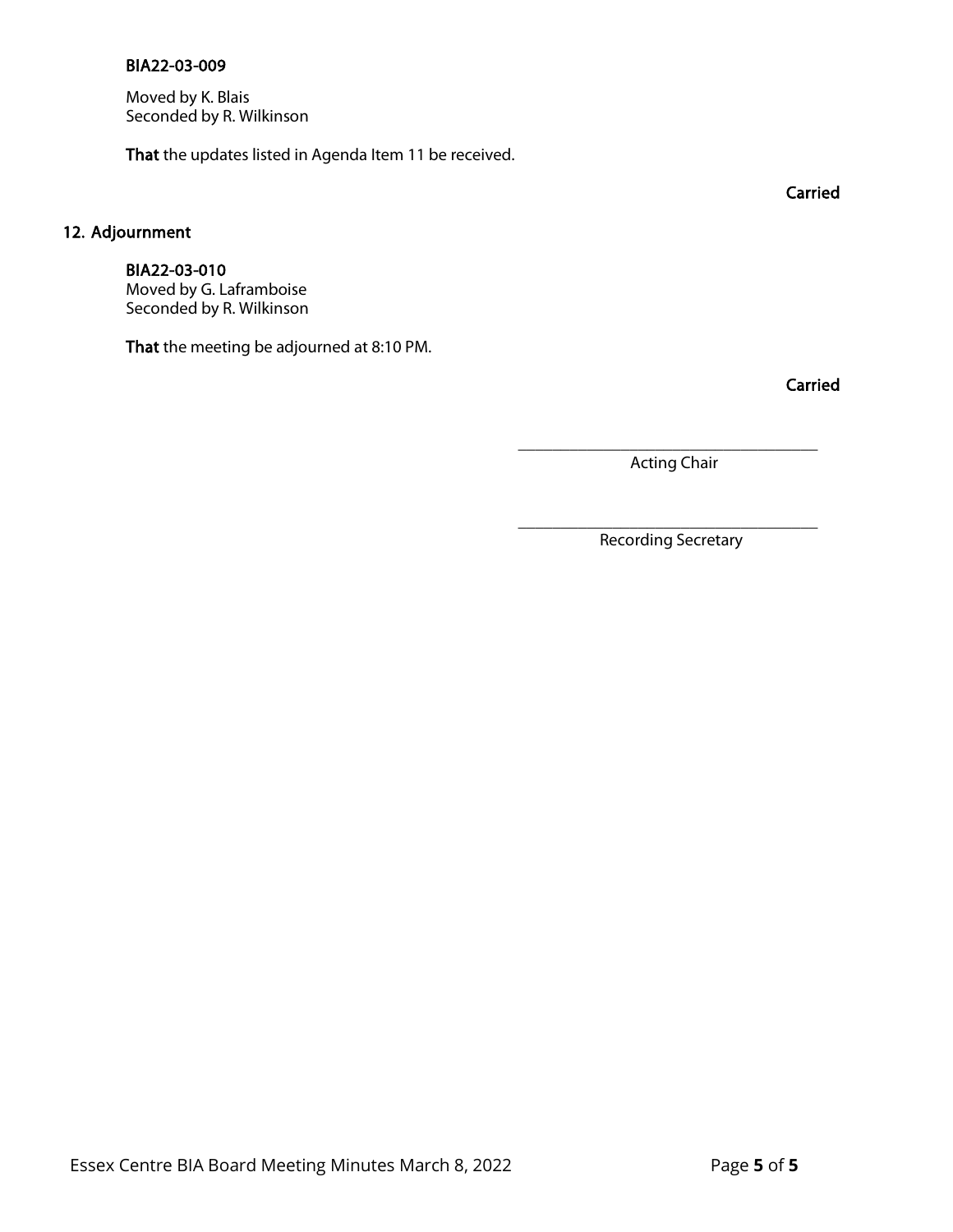**BIA22-03-009**

Moved by K. Blais
Seconded by R. Wilkinson

**That** the updates listed in Agenda Item 11 be received.

**Carried**

## 12. Adjournment

**BIA22-03-010**
Moved by G. Laframboise
Seconded by R. Wilkinson

**That** the meeting be adjourned at 8:10 PM.

**Carried**

\_\_\_\_\_\_\_\_\_\_\_\_\_\_\_\_\_\_\_\_\_\_\_\_\_\_\_\_\_\_\_\_\_\_\_\_
Acting Chair

\_\_\_\_\_\_\_\_\_\_\_\_\_\_\_\_\_\_\_\_\_\_\_\_\_\_\_\_\_\_\_\_\_\_\_\_
Recording Secretary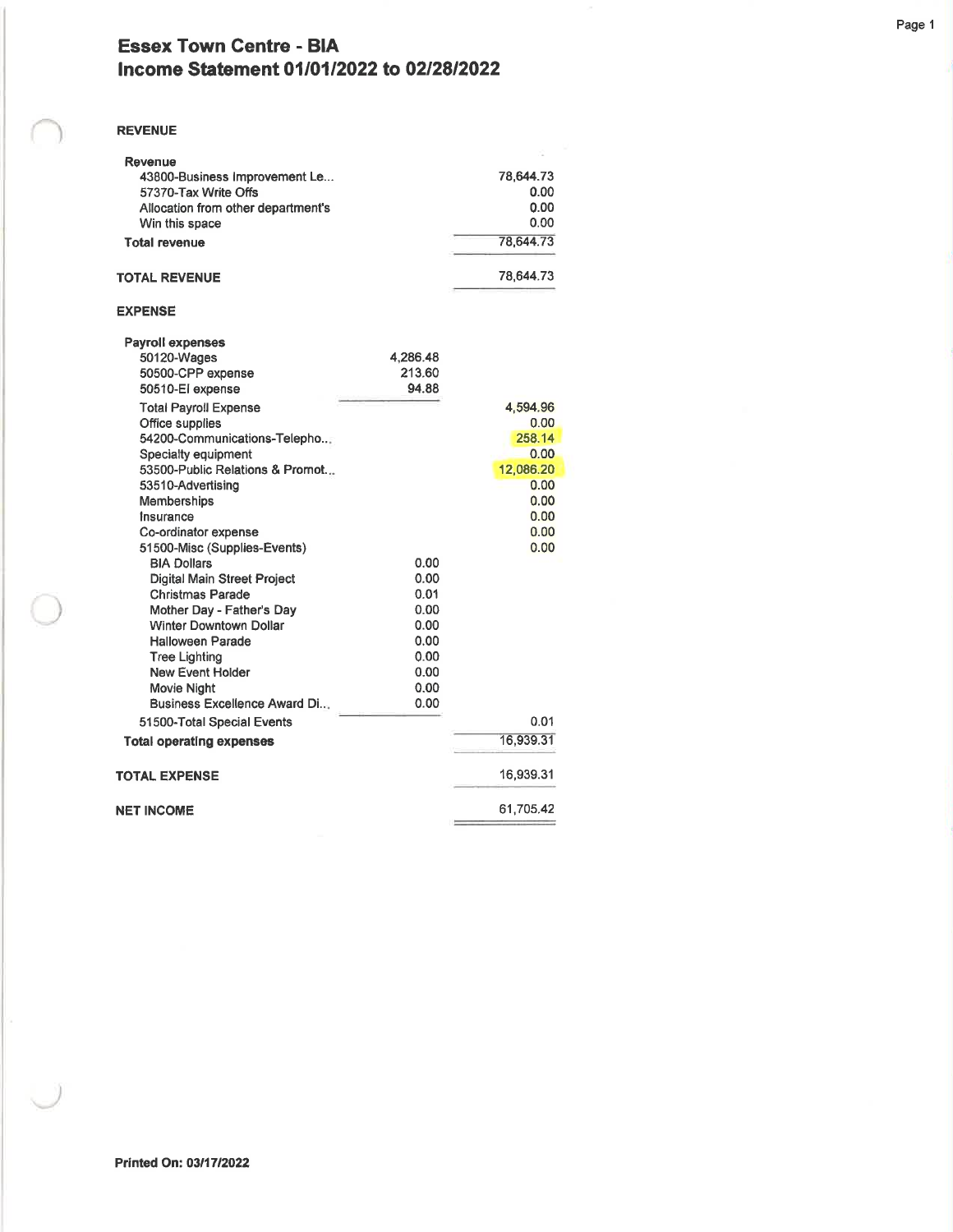# Essex Town Centre - BIA
## Income Statement 01/01/2022 to 02/28/2022

**REVENUE**

| | | |
|---|---|---|
| **Revenue** | | |
| 43800-Business Improvement Le... | | 78,644.73 |
| 57370-Tax Write Offs | | 0.00 |
| Allocation from other department's | | 0.00 |
| Win this space | | 0.00 |
| **Total revenue** | | 78,644.73 |
| **TOTAL REVENUE** | | 78,644.73 |

**EXPENSE**

| | | |
|---|---|---|
| **Payroll expenses** | | |
| 50120-Wages | 4,286.48 | |
| 50500-CPP expense | 213.60 | |
| 50510-EI expense | 94.88 | |
| Total Payroll Expense | | 4,594.96 |
| Office supplies | | 0.00 |
| 54200-Communications-Telepho... | | 258.14 |
| Specialty equipment | | 0.00 |
| 53500-Public Relations & Promot... | | 12,086.20 |
| 53510-Advertising | | 0.00 |
| Memberships | | 0.00 |
| Insurance | | 0.00 |
| Co-ordinator expense | | 0.00 |
| 51500-Misc (Supplies-Events) | | 0.00 |
| BIA Dollars | 0.00 | |
| Digital Main Street Project | 0.00 | |
| Christmas Parade | 0.01 | |
| Mother Day - Father's Day | 0.00 | |
| Winter Downtown Dollar | 0.00 | |
| Halloween Parade | 0.00 | |
| Tree Lighting | 0.00 | |
| New Event Holder | 0.00 | |
| Movie Night | 0.00 | |
| Business Excellence Award Di... | 0.00 | |
| 51500-Total Special Events | | 0.01 |
| **Total operating expenses** | | 16,939.31 |
| **TOTAL EXPENSE** | | 16,939.31 |
| **NET INCOME** | | 61,705.42 |

**Printed On: 03/17/2022**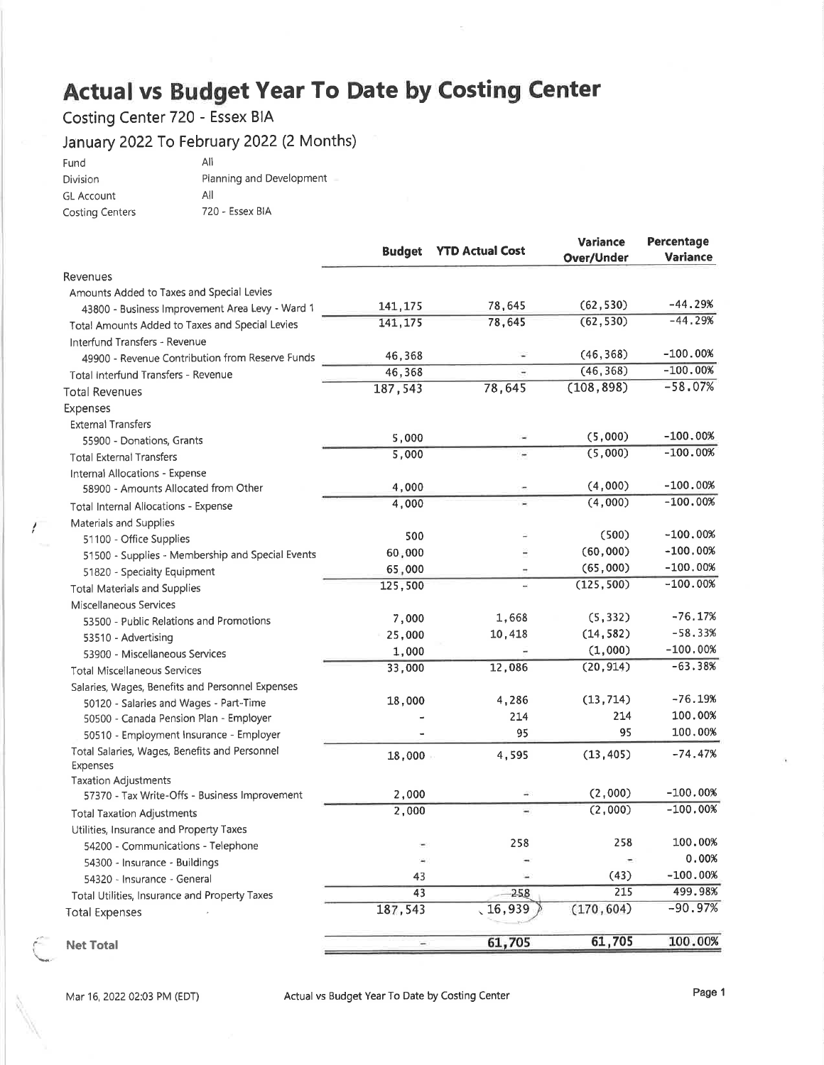# Actual vs Budget Year To Date by Costing Center

## Costing Center 720 - Essex BIA

## January 2022 To February 2022 (2 Months)

| | |
|---|---|
| Fund | All |
| Division | Planning and Development |
| GL Account | All |
| Costing Centers | 720 - Essex BIA |

| | Budget | YTD Actual Cost | Variance Over/Under | Percentage Variance |
|---|---|---|---|---|
| Revenues | | | | |
| Amounts Added to Taxes and Special Levies | | | | |
| 43800 - Business Improvement Area Levy - Ward 1 | 141,175 | 78,645 | (62,530) | -44.29% |
| Total Amounts Added to Taxes and Special Levies | 141,175 | 78,645 | (62,530) | -44.29% |
| Interfund Transfers - Revenue | | | | |
| 49900 - Revenue Contribution from Reserve Funds | 46,368 | - | (46,368) | -100.00% |
| Total Interfund Transfers - Revenue | 46,368 | - | (46,368) | -100.00% |
| Total Revenues | 187,543 | 78,645 | (108,898) | -58.07% |
| Expenses | | | | |
| External Transfers | | | | |
| 55900 - Donations, Grants | 5,000 | - | (5,000) | -100.00% |
| Total External Transfers | 5,000 | - | (5,000) | -100.00% |
| Internal Allocations - Expense | | | | |
| 58900 - Amounts Allocated from Other | 4,000 | - | (4,000) | -100.00% |
| Total Internal Allocations - Expense | 4,000 | - | (4,000) | -100.00% |
| Materials and Supplies | | | | |
| 51100 - Office Supplies | 500 | - | (500) | -100.00% |
| 51500 - Supplies - Membership and Special Events | 60,000 | - | (60,000) | -100.00% |
| 51820 - Specialty Equipment | 65,000 | - | (65,000) | -100.00% |
| Total Materials and Supplies | 125,500 | - | (125,500) | -100.00% |
| Miscellaneous Services | | | | |
| 53500 - Public Relations and Promotions | 7,000 | 1,668 | (5,332) | -76.17% |
| 53510 - Advertising | 25,000 | 10,418 | (14,582) | -58.33% |
| 53900 - Miscellaneous Services | 1,000 | - | (1,000) | -100.00% |
| Total Miscellaneous Services | 33,000 | 12,086 | (20,914) | -63.38% |
| Salaries, Wages, Benefits and Personnel Expenses | | | | |
| 50120 - Salaries and Wages - Part-Time | 18,000 | 4,286 | (13,714) | -76.19% |
| 50500 - Canada Pension Plan - Employer | - | 214 | 214 | 100.00% |
| 50510 - Employment Insurance - Employer | - | 95 | 95 | 100.00% |
| Total Salaries, Wages, Benefits and Personnel Expenses | 18,000 | 4,595 | (13,405) | -74.47% |
| Taxation Adjustments | | | | |
| 57370 - Tax Write-Offs - Business Improvement | 2,000 | - | (2,000) | -100.00% |
| Total Taxation Adjustments | 2,000 | - | (2,000) | -100.00% |
| Utilities, Insurance and Property Taxes | | | | |
| 54200 - Communications - Telephone | - | 258 | 258 | 100.00% |
| 54300 - Insurance - Buildings | - | - | - | 0.00% |
| 54320 - Insurance - General | 43 | - | (43) | -100.00% |
| Total Utilities, Insurance and Property Taxes | 43 | 258 | 215 | 499.98% |
| Total Expenses | 187,543 | 16,939 | (170,604) | -90.97% |
| **Net Total** | - | 61,705 | 61,705 | 100.00% |